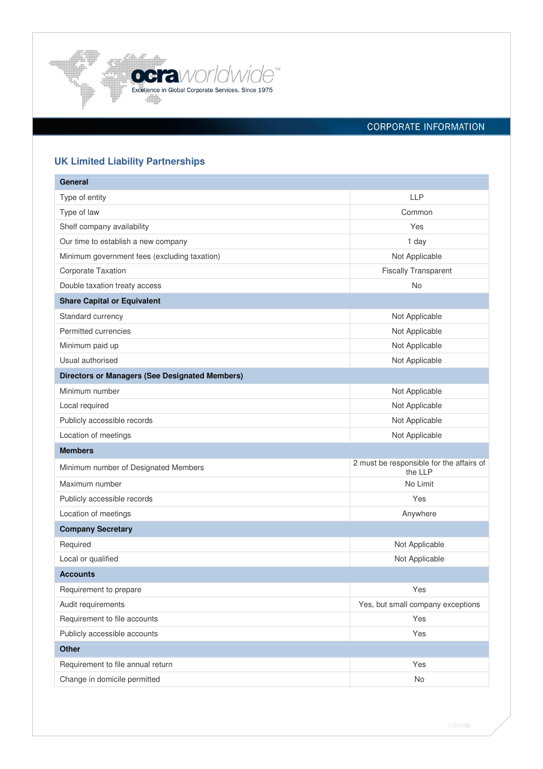ocraworldwide™
Excellence in Global Corporate Services. Since 1975

CORPORATE INFORMATION

## UK Limited Liability Partnerships

| **General** | |
|---|---|
| Type of entity | LLP |
| Type of law | Common |
| Shelf company availability | Yes |
| Our time to establish a new company | 1 day |
| Minimum government fees (excluding taxation) | Not Applicable |
| Corporate Taxation | Fiscally Transparent |
| Double taxation treaty access | No |
| **Share Capital or Equivalent** | |
| Standard currency | Not Applicable |
| Permitted currencies | Not Applicable |
| Minimum paid up | Not Applicable |
| Usual authorised | Not Applicable |
| **Directors or Managers (See Designated Members)** | |
| Minimum number | Not Applicable |
| Local required | Not Applicable |
| Publicly accessible records | Not Applicable |
| Location of meetings | Not Applicable |
| **Members** | |
| Minimum number of Designated Members | 2 must be responsible for the affairs of the LLP |
| Maximum number | No Limit |
| Publicly accessible records | Yes |
| Location of meetings | Anywhere |
| **Company Secretary** | |
| Required | Not Applicable |
| Local or qualified | Not Applicable |
| **Accounts** | |
| Requirement to prepare | Yes |
| Audit requirements | Yes, but small company exceptions |
| Requirement to file accounts | Yes |
| Publicly accessible accounts | Yes |
| **Other** | |
| Requirement to file annual return | Yes |
| Change in domicile permitted | No |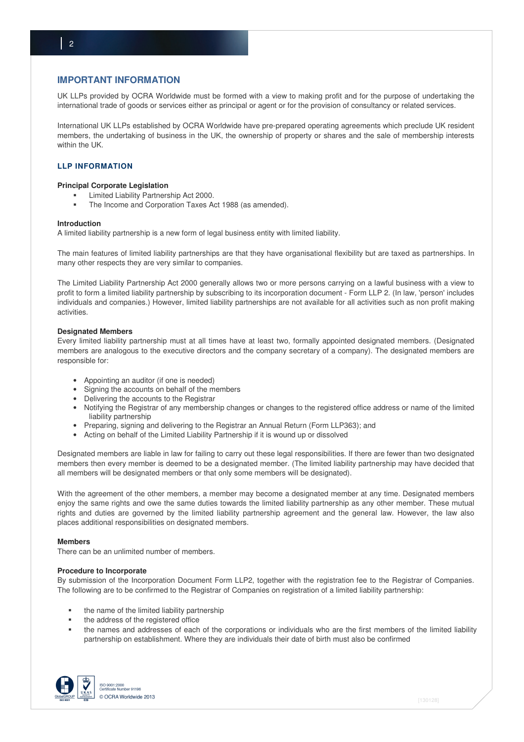## IMPORTANT INFORMATION

UK LLPs provided by OCRA Worldwide must be formed with a view to making profit and for the purpose of undertaking the international trade of goods or services either as principal or agent or for the provision of consultancy or related services.

International UK LLPs established by OCRA Worldwide have pre-prepared operating agreements which preclude UK resident members, the undertaking of business in the UK, the ownership of property or shares and the sale of membership interests within the UK.

### LLP INFORMATION

**Principal Corporate Legislation**

- Limited Liability Partnership Act 2000.
- The Income and Corporation Taxes Act 1988 (as amended).

**Introduction**

A limited liability partnership is a new form of legal business entity with limited liability.

The main features of limited liability partnerships are that they have organisational flexibility but are taxed as partnerships. In many other respects they are very similar to companies.

The Limited Liability Partnership Act 2000 generally allows two or more persons carrying on a lawful business with a view to profit to form a limited liability partnership by subscribing to its incorporation document - Form LLP 2. (In law, 'person' includes individuals and companies.) However, limited liability partnerships are not available for all activities such as non profit making activities.

**Designated Members**

Every limited liability partnership must at all times have at least two, formally appointed designated members. (Designated members are analogous to the executive directors and the company secretary of a company). The designated members are responsible for:

- Appointing an auditor (if one is needed)
- Signing the accounts on behalf of the members
- Delivering the accounts to the Registrar
- Notifying the Registrar of any membership changes or changes to the registered office address or name of the limited liability partnership
- Preparing, signing and delivering to the Registrar an Annual Return (Form LLP363); and
- Acting on behalf of the Limited Liability Partnership if it is wound up or dissolved

Designated members are liable in law for failing to carry out these legal responsibilities. If there are fewer than two designated members then every member is deemed to be a designated member. (The limited liability partnership may have decided that all members will be designated members or that only some members will be designated).

With the agreement of the other members, a member may become a designated member at any time. Designated members enjoy the same rights and owe the same duties towards the limited liability partnership as any other member. These mutual rights and duties are governed by the limited liability partnership agreement and the general law. However, the law also places additional responsibilities on designated members.

**Members**

There can be an unlimited number of members.

**Procedure to Incorporate**

By submission of the Incorporation Document Form LLP2, together with the registration fee to the Registrar of Companies. The following are to be confirmed to the Registrar of Companies on registration of a limited liability partnership:

- the name of the limited liability partnership
- the address of the registered office
- the names and addresses of each of the corporations or individuals who are the first members of the limited liability partnership on establishment. Where they are individuals their date of birth must also be confirmed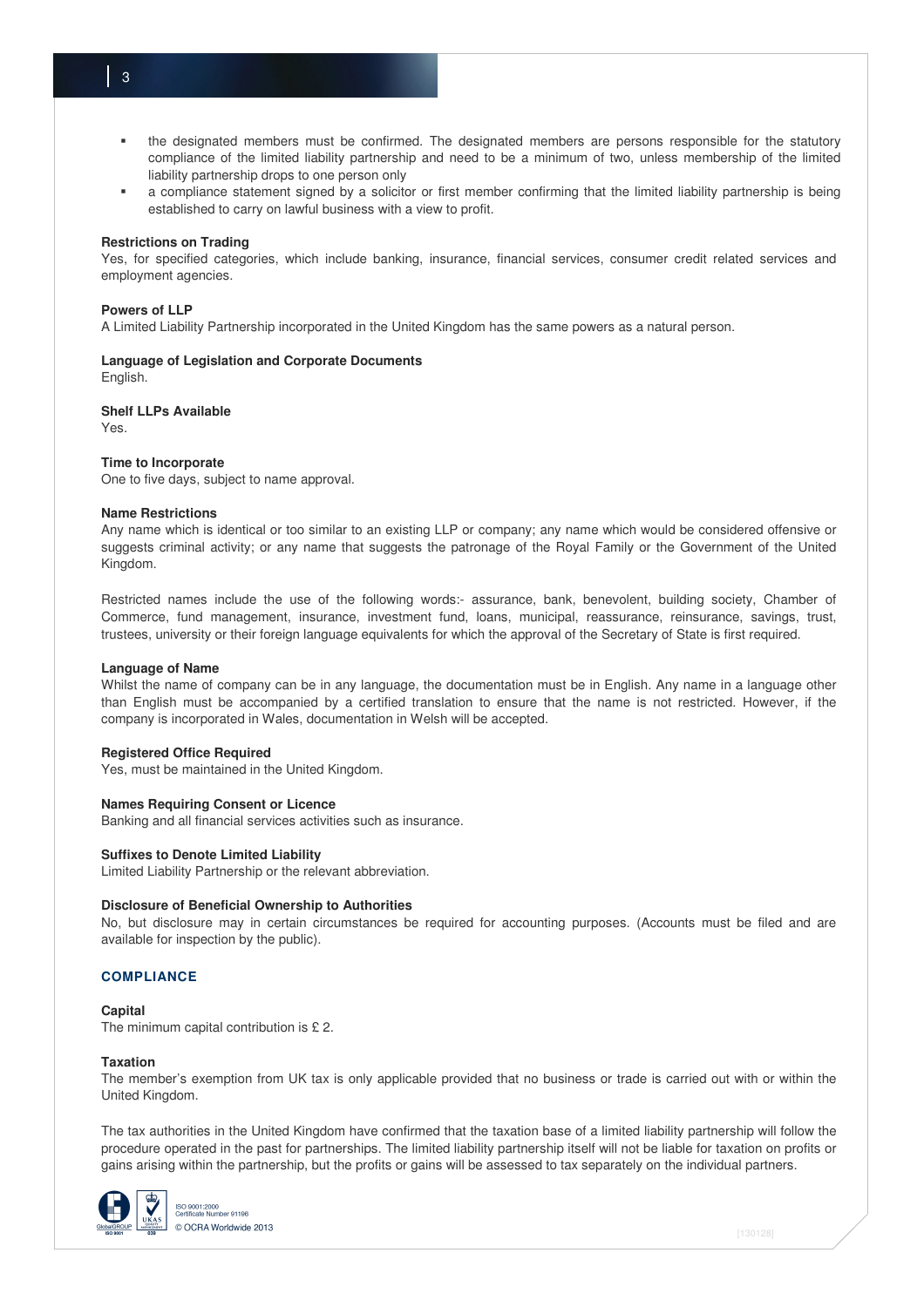- the designated members must be confirmed. The designated members are persons responsible for the statutory compliance of the limited liability partnership and need to be a minimum of two, unless membership of the limited liability partnership drops to one person only
- a compliance statement signed by a solicitor or first member confirming that the limited liability partnership is being established to carry on lawful business with a view to profit.

**Restrictions on Trading**
Yes, for specified categories, which include banking, insurance, financial services, consumer credit related services and employment agencies.

**Powers of LLP**
A Limited Liability Partnership incorporated in the United Kingdom has the same powers as a natural person.

**Language of Legislation and Corporate Documents**
English.

**Shelf LLPs Available**
Yes.

**Time to Incorporate**
One to five days, subject to name approval.

**Name Restrictions**
Any name which is identical or too similar to an existing LLP or company; any name which would be considered offensive or suggests criminal activity; or any name that suggests the patronage of the Royal Family or the Government of the United Kingdom.

Restricted names include the use of the following words:- assurance, bank, benevolent, building society, Chamber of Commerce, fund management, insurance, investment fund, loans, municipal, reassurance, reinsurance, savings, trust, trustees, university or their foreign language equivalents for which the approval of the Secretary of State is first required.

**Language of Name**
Whilst the name of company can be in any language, the documentation must be in English. Any name in a language other than English must be accompanied by a certified translation to ensure that the name is not restricted. However, if the company is incorporated in Wales, documentation in Welsh will be accepted.

**Registered Office Required**
Yes, must be maintained in the United Kingdom.

**Names Requiring Consent or Licence**
Banking and all financial services activities such as insurance.

**Suffixes to Denote Limited Liability**
Limited Liability Partnership or the relevant abbreviation.

**Disclosure of Beneficial Ownership to Authorities**
No, but disclosure may in certain circumstances be required for accounting purposes. (Accounts must be filed and are available for inspection by the public).

## COMPLIANCE

**Capital**
The minimum capital contribution is £ 2.

**Taxation**
The member's exemption from UK tax is only applicable provided that no business or trade is carried out with or within the United Kingdom.

The tax authorities in the United Kingdom have confirmed that the taxation base of a limited liability partnership will follow the procedure operated in the past for partnerships. The limited liability partnership itself will not be liable for taxation on profits or gains arising within the partnership, but the profits or gains will be assessed to tax separately on the individual partners.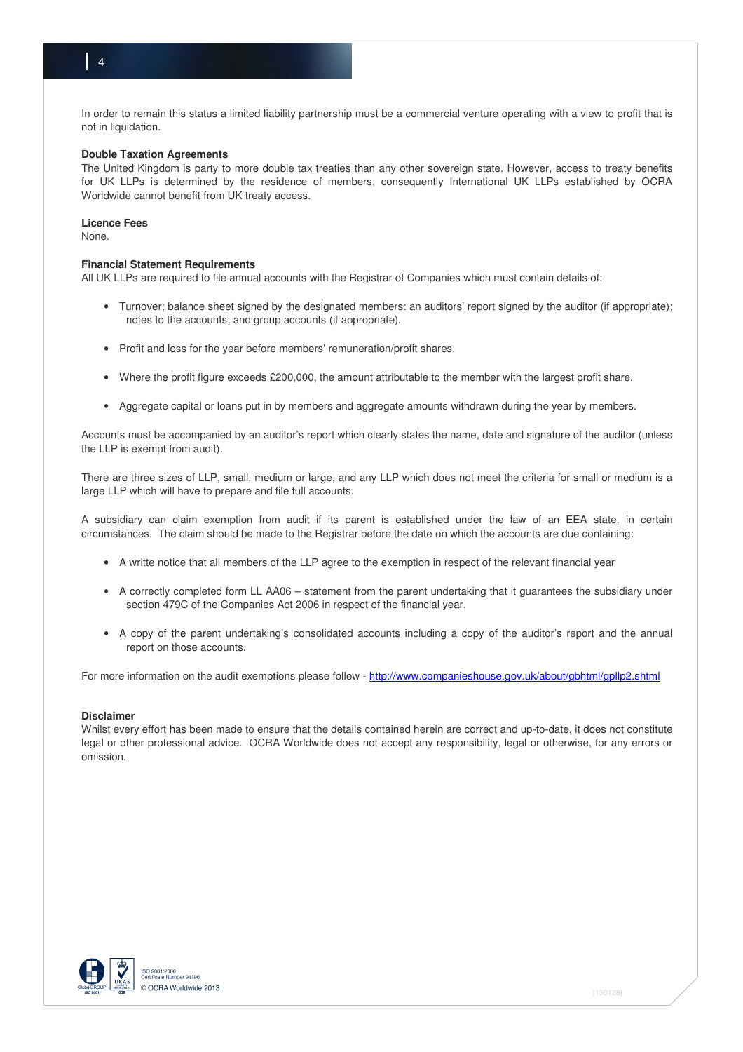In order to remain this status a limited liability partnership must be a commercial venture operating with a view to profit that is not in liquidation.

**Double Taxation Agreements**

The United Kingdom is party to more double tax treaties than any other sovereign state. However, access to treaty benefits for UK LLPs is determined by the residence of members, consequently International UK LLPs established by OCRA Worldwide cannot benefit from UK treaty access.

**Licence Fees**

None.

**Financial Statement Requirements**

All UK LLPs are required to file annual accounts with the Registrar of Companies which must contain details of:

- Turnover; balance sheet signed by the designated members: an auditors' report signed by the auditor (if appropriate); notes to the accounts; and group accounts (if appropriate).
- Profit and loss for the year before members' remuneration/profit shares.
- Where the profit figure exceeds £200,000, the amount attributable to the member with the largest profit share.
- Aggregate capital or loans put in by members and aggregate amounts withdrawn during the year by members.

Accounts must be accompanied by an auditor's report which clearly states the name, date and signature of the auditor (unless the LLP is exempt from audit).

There are three sizes of LLP, small, medium or large, and any LLP which does not meet the criteria for small or medium is a large LLP which will have to prepare and file full accounts.

A subsidiary can claim exemption from audit if its parent is established under the law of an EEA state, in certain circumstances. The claim should be made to the Registrar before the date on which the accounts are due containing:

- A writte notice that all members of the LLP agree to the exemption in respect of the relevant financial year
- A correctly completed form LL AA06 – statement from the parent undertaking that it guarantees the subsidiary under section 479C of the Companies Act 2006 in respect of the financial year.
- A copy of the parent undertaking's consolidated accounts including a copy of the auditor's report and the annual report on those accounts.

For more information on the audit exemptions please follow - http://www.companieshouse.gov.uk/about/gbhtml/gpllp2.shtml

**Disclaimer**

Whilst every effort has been made to ensure that the details contained herein are correct and up-to-date, it does not constitute legal or other professional advice. OCRA Worldwide does not accept any responsibility, legal or otherwise, for any errors or omission.

ISO 9001:2000
Certificate Number 91196
© OCRA Worldwide 2013